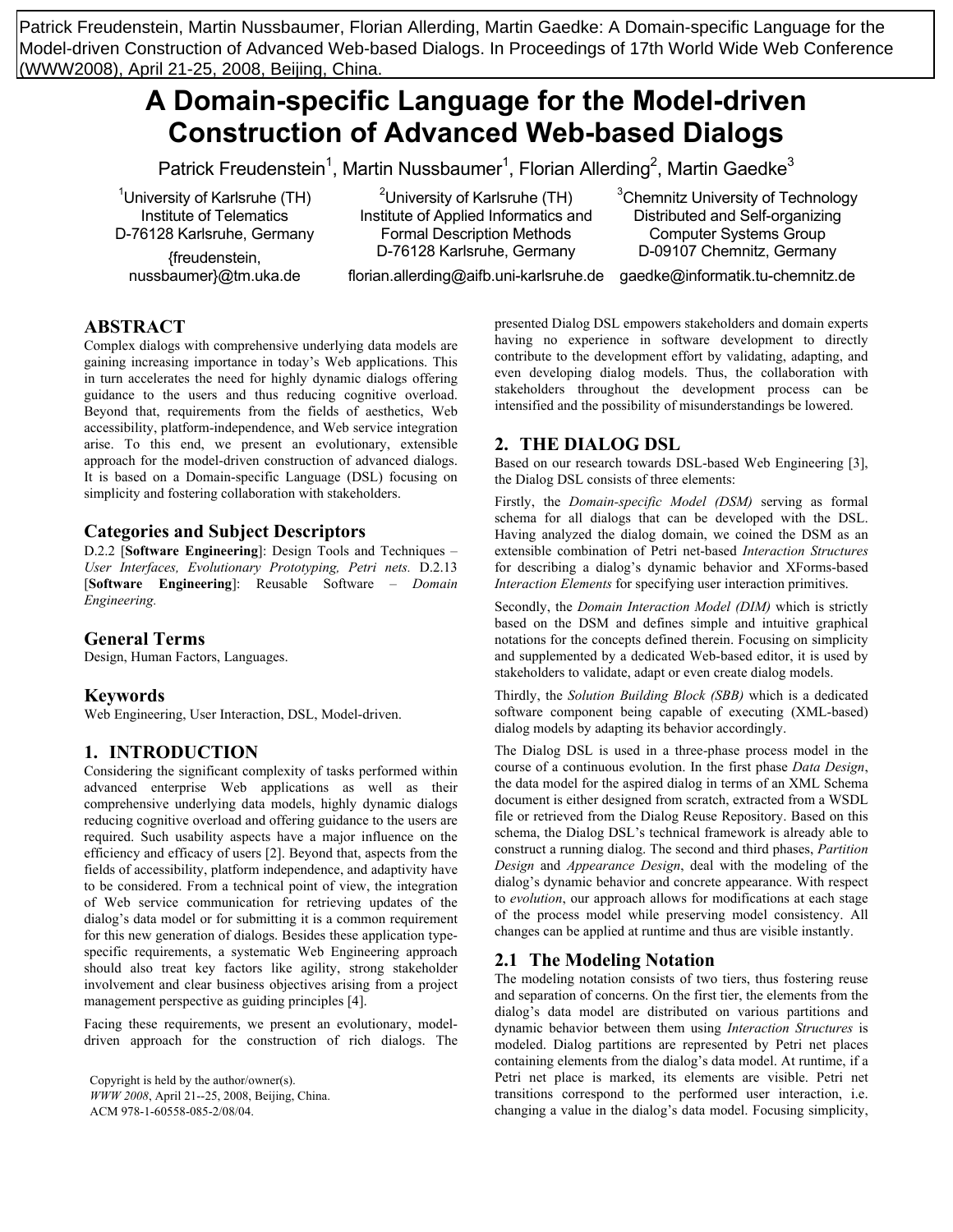Patrick Freudenstein, Martin Nussbaumer, Florian Allerding, Martin Gaedke: A Domain-specific Language for the Model-driven Construction of Advanced Web-based Dialogs. In Proceedings of 17th World Wide Web Conference (WWW2008), April 21-25, 2008, Beijing, China.

# A Domain-specific Language for the Model-driven Construction of Advanced Web-based Dialogs

Patrick Freudenstein[1], Martin Nussbaumer[1], Florian Allerding[2], Martin Gaedke[3]

[1]University of Karlsruhe (TH)
Institute of Telematics
D-76128 Karlsruhe, Germany
{freudenstein, nussbaumer}@tm.uka.de

[2]University of Karlsruhe (TH)
Institute of Applied Informatics and Formal Description Methods
D-76128 Karlsruhe, Germany
florian.allerding@aifb.uni-karlsruhe.de

[3]Chemnitz University of Technology
Distributed and Self-organizing Computer Systems Group
D-09107 Chemnitz, Germany
gaedke@informatik.tu-chemnitz.de

## ABSTRACT

Complex dialogs with comprehensive underlying data models are gaining increasing importance in today's Web applications. This in turn accelerates the need for highly dynamic dialogs offering guidance to the users and thus reducing cognitive overload. Beyond that, requirements from the fields of aesthetics, Web accessibility, platform-independence, and Web service integration arise. To this end, we present an evolutionary, extensible approach for the model-driven construction of advanced dialogs. It is based on a Domain-specific Language (DSL) focusing on simplicity and fostering collaboration with stakeholders.

### Categories and Subject Descriptors

D.2.2 [**Software Engineering**]: Design Tools and Techniques – *User Interfaces, Evolutionary Prototyping, Petri nets.* D.2.13 [**Software Engineering**]: Reusable Software – *Domain Engineering.*

### General Terms

Design, Human Factors, Languages.

### Keywords

Web Engineering, User Interaction, DSL, Model-driven.

## 1. INTRODUCTION

Considering the significant complexity of tasks performed within advanced enterprise Web applications as well as their comprehensive underlying data models, highly dynamic dialogs reducing cognitive overload and offering guidance to the users are required. Such usability aspects have a major influence on the efficiency and efficacy of users [2]. Beyond that, aspects from the fields of accessibility, platform independence, and adaptivity have to be considered. From a technical point of view, the integration of Web service communication for retrieving updates of the dialog's data model or for submitting it is a common requirement for this new generation of dialogs. Besides these application type-specific requirements, a systematic Web Engineering approach should also treat key factors like agility, strong stakeholder involvement and clear business objectives arising from a project management perspective as guiding principles [4].

Facing these requirements, we present an evolutionary, model-driven approach for the construction of rich dialogs. The presented Dialog DSL empowers stakeholders and domain experts having no experience in software development to directly contribute to the development effort by validating, adapting, and even developing dialog models. Thus, the collaboration with stakeholders throughout the development process can be intensified and the possibility of misunderstandings be lowered.

Copyright is held by the author/owner(s).
*WWW 2008*, April 21--25, 2008, Beijing, China.
ACM 978-1-60558-085-2/08/04.

## 2. THE DIALOG DSL

Based on our research towards DSL-based Web Engineering [3], the Dialog DSL consists of three elements:

Firstly, the *Domain-specific Model (DSM)* serving as formal schema for all dialogs that can be developed with the DSL. Having analyzed the dialog domain, we coined the DSM as an extensible combination of Petri net-based *Interaction Structures* for describing a dialog's dynamic behavior and XForms-based *Interaction Elements* for specifying user interaction primitives.

Secondly, the *Domain Interaction Model (DIM)* which is strictly based on the DSM and defines simple and intuitive graphical notations for the concepts defined therein. Focusing on simplicity and supplemented by a dedicated Web-based editor, it is used by stakeholders to validate, adapt or even create dialog models.

Thirdly, the *Solution Building Block (SBB)* which is a dedicated software component being capable of executing (XML-based) dialog models by adapting its behavior accordingly.

The Dialog DSL is used in a three-phase process model in the course of a continuous evolution. In the first phase *Data Design*, the data model for the aspired dialog in terms of an XML Schema document is either designed from scratch, extracted from a WSDL file or retrieved from the Dialog Reuse Repository. Based on this schema, the Dialog DSL's technical framework is already able to construct a running dialog. The second and third phases, *Partition Design* and *Appearance Design*, deal with the modeling of the dialog's dynamic behavior and concrete appearance. With respect to *evolution*, our approach allows for modifications at each stage of the process model while preserving model consistency. All changes can be applied at runtime and thus are visible instantly.

### 2.1 The Modeling Notation

The modeling notation consists of two tiers, thus fostering reuse and separation of concerns. On the first tier, the elements from the dialog's data model are distributed on various partitions and dynamic behavior between them using *Interaction Structures* is modeled. Dialog partitions are represented by Petri net places containing elements from the dialog's data model. At runtime, if a Petri net place is marked, its elements are visible. Petri net transitions correspond to the performed user interaction, i.e. changing a value in the dialog's data model. Focusing simplicity,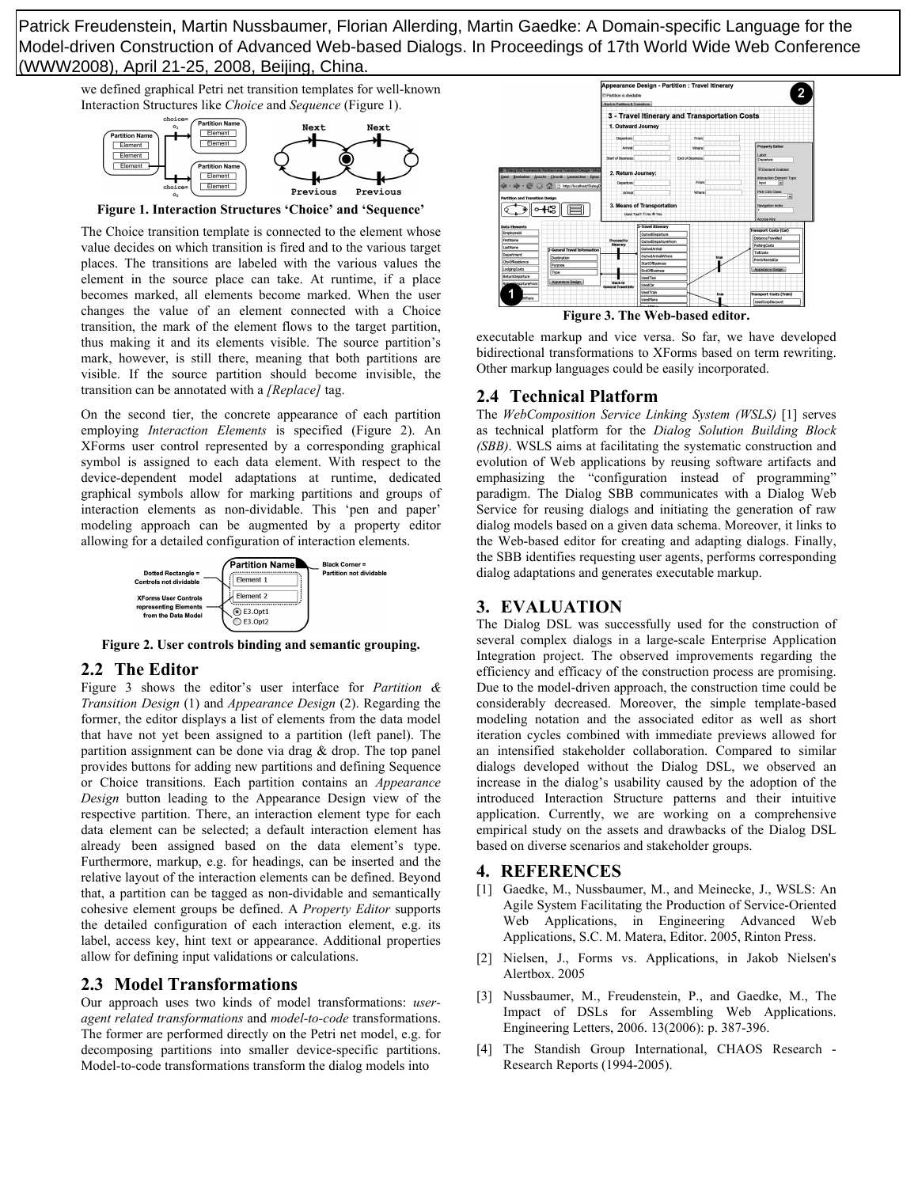Patrick Freudenstein, Martin Nussbaumer, Florian Allerding, Martin Gaedke: A Domain-specific Language for the Model-driven Construction of Advanced Web-based Dialogs. In Proceedings of 17th World Wide Web Conference (WWW2008), April 21-25, 2008, Beijing, China.

we defined graphical Petri net transition templates for well-known Interaction Structures like *Choice* and *Sequence* (Figure 1).

**Figure 1. Interaction Structures 'Choice' and 'Sequence'**

The Choice transition template is connected to the element whose value decides on which transition is fired and to the various target places. The transitions are labeled with the various values the element in the source place can take. At runtime, if a place becomes marked, all elements become marked. When the user changes the value of an element connected with a Choice transition, the mark of the element flows to the target partition, thus making it and its elements visible. The source partition's mark, however, is still there, meaning that both partitions are visible. If the source partition should become invisible, the transition can be annotated with a *[Replace]* tag.

On the second tier, the concrete appearance of each partition employing *Interaction Elements* is specified (Figure 2). An XForms user control represented by a corresponding graphical symbol is assigned to each data element. With respect to the device-dependent model adaptations at runtime, dedicated graphical symbols allow for marking partitions and groups of interaction elements as non-dividable. This 'pen and paper' modeling approach can be augmented by a property editor allowing for a detailed configuration of interaction elements.

**Figure 2. User controls binding and semantic grouping.**

## 2.2 The Editor

Figure 3 shows the editor's user interface for *Partition & Transition Design* (1) and *Appearance Design* (2). Regarding the former, the editor displays a list of elements from the data model that have not yet been assigned to a partition (left panel). The partition assignment can be done via drag & drop. The top panel provides buttons for adding new partitions and defining Sequence or Choice transitions. Each partition contains an *Appearance Design* button leading to the Appearance Design view of the respective partition. There, an interaction element type for each data element can be selected; a default interaction element has already been assigned based on the data element's type. Furthermore, markup, e.g. for headings, can be inserted and the relative layout of the interaction elements can be defined. Beyond that, a partition can be tagged as non-dividable and semantically cohesive element groups be defined. A *Property Editor* supports the detailed configuration of each interaction element, e.g. its label, access key, hint text or appearance. Additional properties allow for defining input validations or calculations.

## 2.3 Model Transformations

Our approach uses two kinds of model transformations: *user-agent related transformations* and *model-to-code* transformations. The former are performed directly on the Petri net model, e.g. for decomposing partitions into smaller device-specific partitions. Model-to-code transformations transform the dialog models into

**Figure 3. The Web-based editor.**

executable markup and vice versa. So far, we have developed bidirectional transformations to XForms based on term rewriting. Other markup languages could be easily incorporated.

## 2.4 Technical Platform

The *WebComposition Service Linking System (WSLS)* [1] serves as technical platform for the *Dialog Solution Building Block (SBB)*. WSLS aims at facilitating the systematic construction and evolution of Web applications by reusing software artifacts and emphasizing the "configuration instead of programming" paradigm. The Dialog SBB communicates with a Dialog Web Service for reusing dialogs and initiating the generation of raw dialog models based on a given data schema. Moreover, it links to the Web-based editor for creating and adapting dialogs. Finally, the SBB identifies requesting user agents, performs corresponding dialog adaptations and generates executable markup.

# 3. EVALUATION

The Dialog DSL was successfully used for the construction of several complex dialogs in a large-scale Enterprise Application Integration project. The observed improvements regarding the efficiency and efficacy of the construction process are promising. Due to the model-driven approach, the construction time could be considerably decreased. Moreover, the simple template-based modeling notation and the associated editor as well as short iteration cycles combined with immediate previews allowed for an intensified stakeholder collaboration. Compared to similar dialogs developed without the Dialog DSL, we observed an increase in the dialog's usability caused by the adoption of the introduced Interaction Structure patterns and their intuitive application. Currently, we are working on a comprehensive empirical study on the assets and drawbacks of the Dialog DSL based on diverse scenarios and stakeholder groups.

# 4. REFERENCES

[1] Gaedke, M., Nussbaumer, M., and Meinecke, J., WSLS: An Agile System Facilitating the Production of Service-Oriented Web Applications, in Engineering Advanced Web Applications, S.C. M. Matera, Editor. 2005, Rinton Press.

[2] Nielsen, J., Forms vs. Applications, in Jakob Nielsen's Alertbox. 2005

[3] Nussbaumer, M., Freudenstein, P., and Gaedke, M., The Impact of DSLs for Assembling Web Applications. Engineering Letters, 2006. 13(2006): p. 387-396.

[4] The Standish Group International, CHAOS Research - Research Reports (1994-2005).